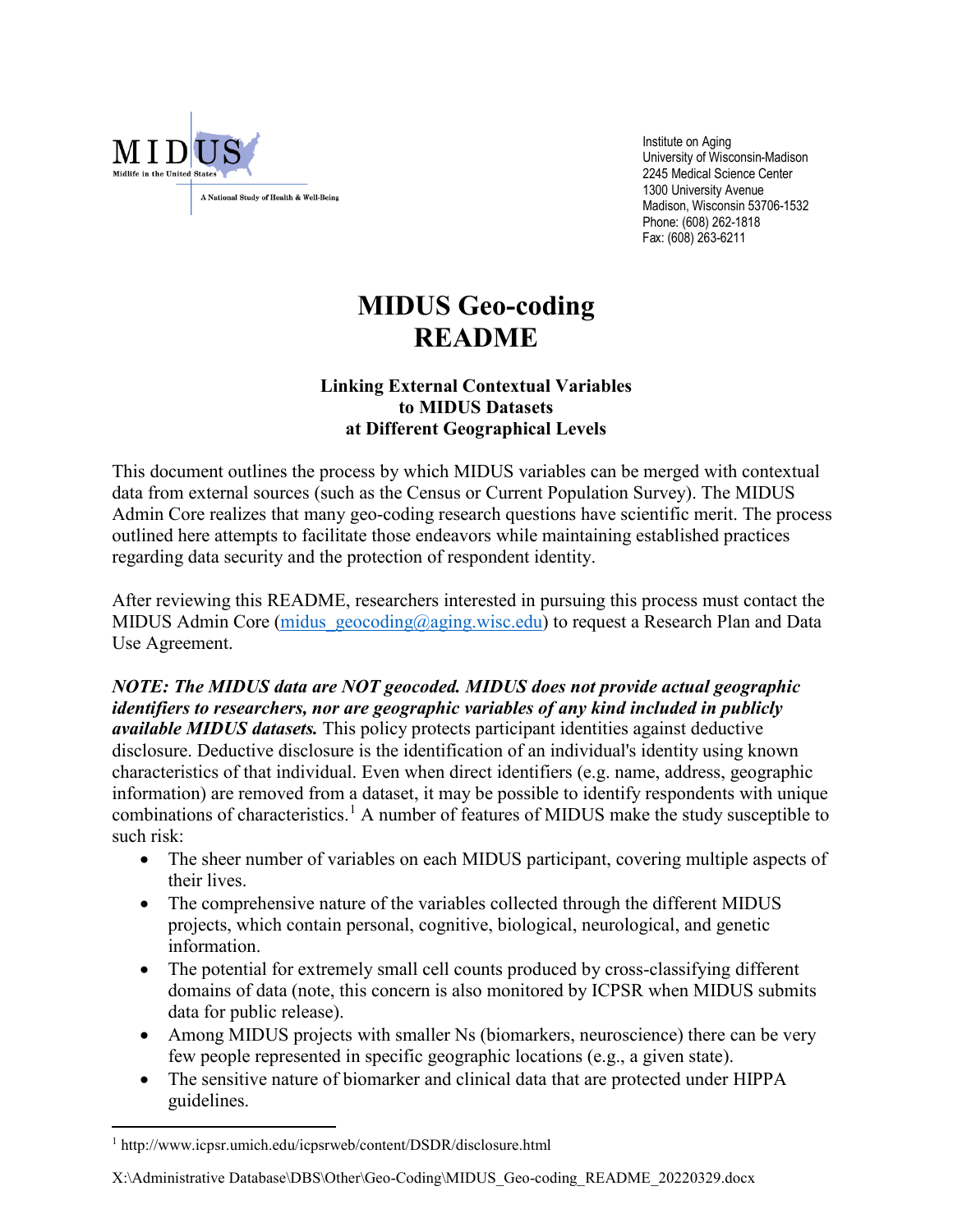MIDUS
Midlife in the United States
A National Study of Health & Well-Being

Institute on Aging
University of Wisconsin-Madison
2245 Medical Science Center
1300 University Avenue
Madison, Wisconsin 53706-1532
Phone: (608) 262-1818
Fax: (608) 263-6211

# MIDUS Geo-coding README

### Linking External Contextual Variables to MIDUS Datasets at Different Geographical Levels

This document outlines the process by which MIDUS variables can be merged with contextual data from external sources (such as the Census or Current Population Survey). The MIDUS Admin Core realizes that many geo-coding research questions have scientific merit. The process outlined here attempts to facilitate those endeavors while maintaining established practices regarding data security and the protection of respondent identity.

After reviewing this README, researchers interested in pursuing this process must contact the MIDUS Admin Core (midus_geocoding@aging.wisc.edu) to request a Research Plan and Data Use Agreement.

***NOTE: The MIDUS data are NOT geocoded. MIDUS does not provide actual geographic identifiers to researchers, nor are geographic variables of any kind included in publicly available MIDUS datasets.*** This policy protects participant identities against deductive disclosure. Deductive disclosure is the identification of an individual's identity using known characteristics of that individual. Even when direct identifiers (e.g. name, address, geographic information) are removed from a dataset, it may be possible to identify respondents with unique combinations of characteristics.[1] A number of features of MIDUS make the study susceptible to such risk:

- The sheer number of variables on each MIDUS participant, covering multiple aspects of their lives.
- The comprehensive nature of the variables collected through the different MIDUS projects, which contain personal, cognitive, biological, neurological, and genetic information.
- The potential for extremely small cell counts produced by cross-classifying different domains of data (note, this concern is also monitored by ICPSR when MIDUS submits data for public release).
- Among MIDUS projects with smaller Ns (biomarkers, neuroscience) there can be very few people represented in specific geographic locations (e.g., a given state).
- The sensitive nature of biomarker and clinical data that are protected under HIPPA guidelines.

[1] http://www.icpsr.umich.edu/icpsrweb/content/DSDR/disclosure.html

X:\Administrative Database\DBS\Other\Geo-Coding\MIDUS_Geo-coding_README_20220329.docx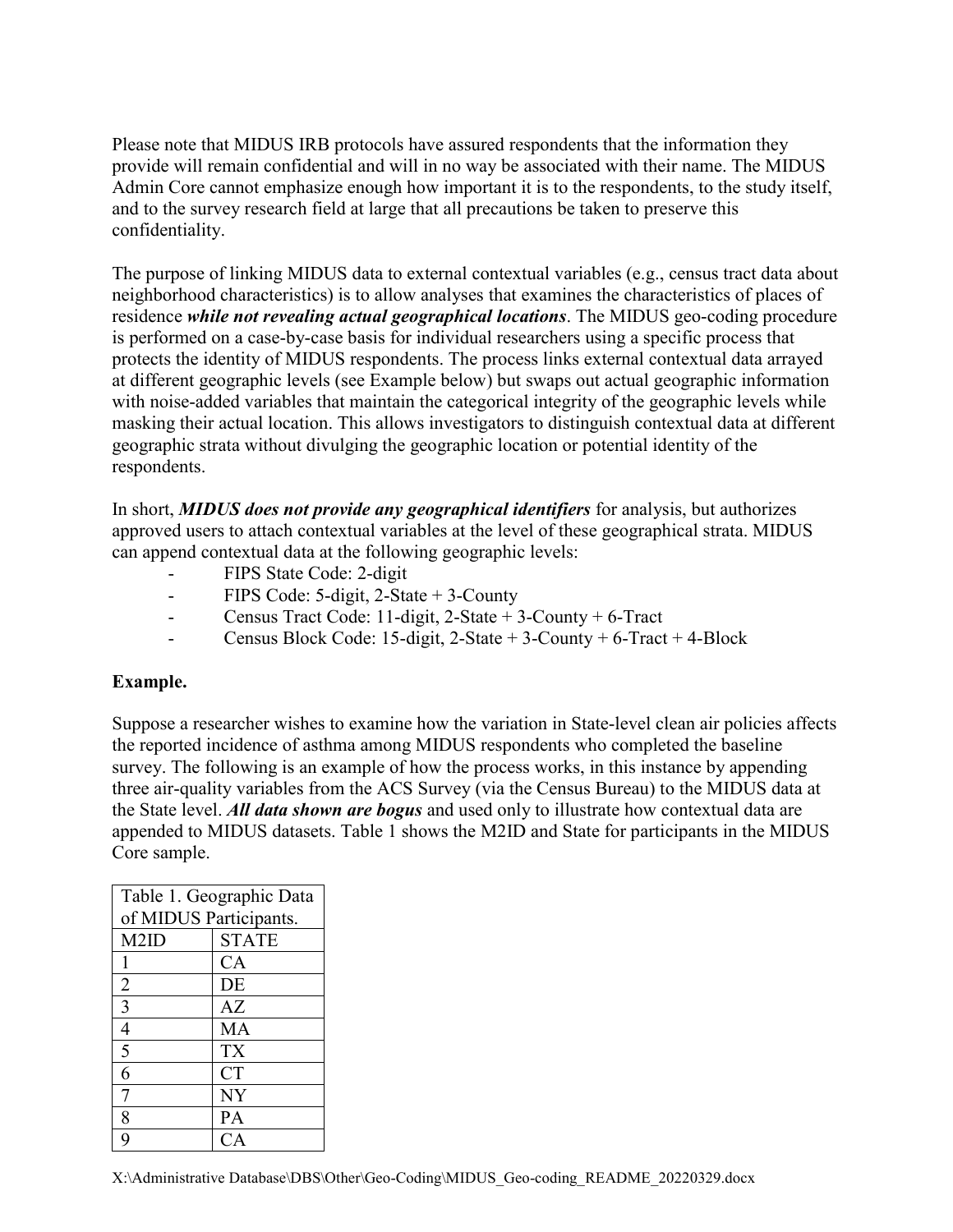Please note that MIDUS IRB protocols have assured respondents that the information they provide will remain confidential and will in no way be associated with their name. The MIDUS Admin Core cannot emphasize enough how important it is to the respondents, to the study itself, and to the survey research field at large that all precautions be taken to preserve this confidentiality.

The purpose of linking MIDUS data to external contextual variables (e.g., census tract data about neighborhood characteristics) is to allow analyses that examines the characteristics of places of residence ***while not revealing actual geographical locations***. The MIDUS geo-coding procedure is performed on a case-by-case basis for individual researchers using a specific process that protects the identity of MIDUS respondents. The process links external contextual data arrayed at different geographic levels (see Example below) but swaps out actual geographic information with noise-added variables that maintain the categorical integrity of the geographic levels while masking their actual location. This allows investigators to distinguish contextual data at different geographic strata without divulging the geographic location or potential identity of the respondents.

In short, ***MIDUS does not provide any geographical identifiers*** for analysis, but authorizes approved users to attach contextual variables at the level of these geographical strata. MIDUS can append contextual data at the following geographic levels:

- FIPS State Code: 2-digit
- FIPS Code: 5-digit, 2-State + 3-County
- Census Tract Code: 11-digit, 2-State + 3-County + 6-Tract
- Census Block Code: 15-digit, 2-State + 3-County + 6-Tract + 4-Block

**Example.**

Suppose a researcher wishes to examine how the variation in State-level clean air policies affects the reported incidence of asthma among MIDUS respondents who completed the baseline survey. The following is an example of how the process works, in this instance by appending three air-quality variables from the ACS Survey (via the Census Bureau) to the MIDUS data at the State level. ***All data shown are bogus*** and used only to illustrate how contextual data are appended to MIDUS datasets. Table 1 shows the M2ID and State for participants in the MIDUS Core sample.

Table 1. Geographic Data of MIDUS Participants.

| M2ID | STATE |
|---|---|
| 1 | CA |
| 2 | DE |
| 3 | AZ |
| 4 | MA |
| 5 | TX |
| 6 | CT |
| 7 | NY |
| 8 | PA |
| 9 | CA |

X:\Administrative Database\DBS\Other\Geo-Coding\MIDUS_Geo-coding_README_20220329.docx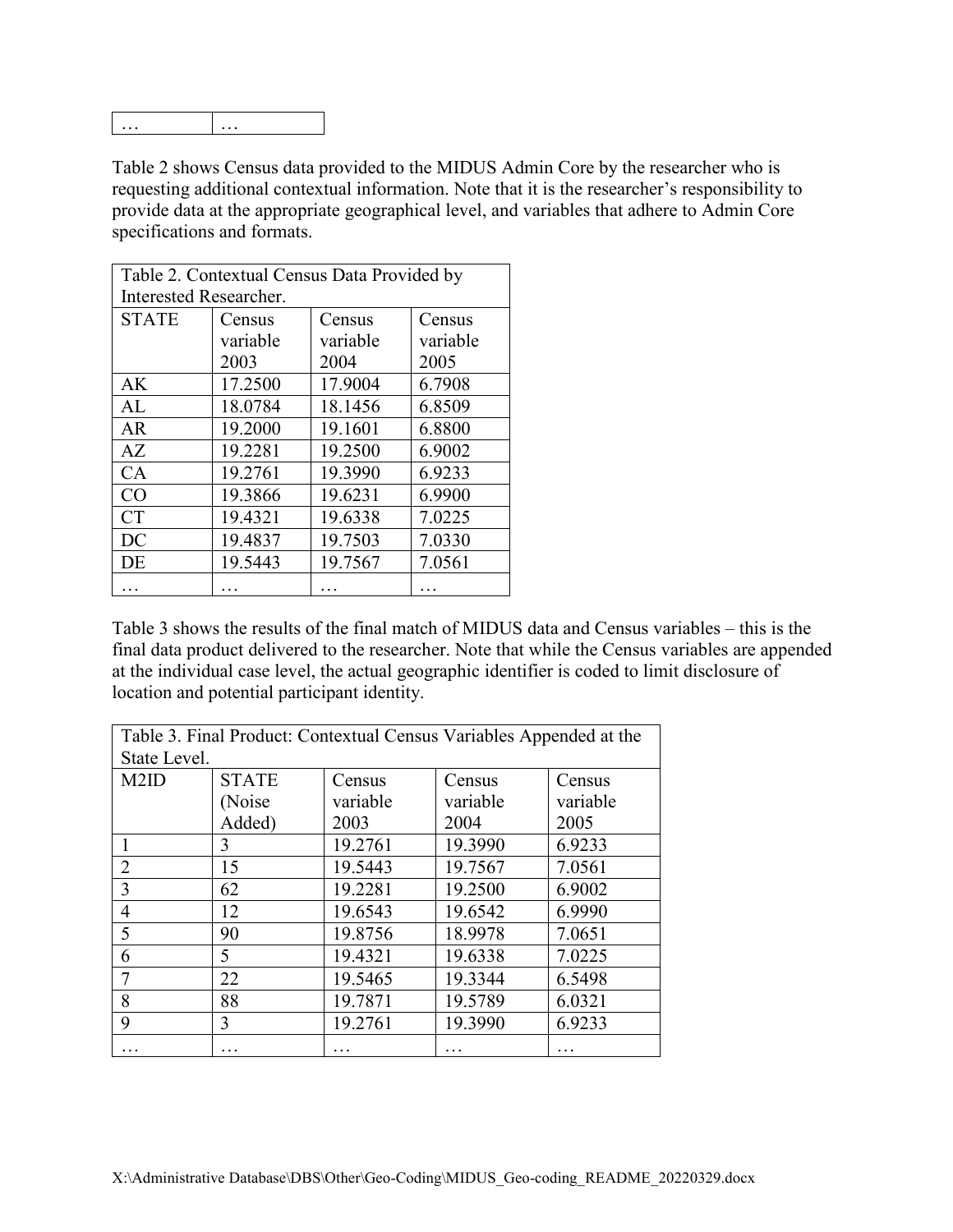| | |
|---|---|
| … | … |

Table 2 shows Census data provided to the MIDUS Admin Core by the researcher who is requesting additional contextual information. Note that it is the researcher's responsibility to provide data at the appropriate geographical level, and variables that adhere to Admin Core specifications and formats.

Table 2. Contextual Census Data Provided by Interested Researcher.

| STATE | Census variable 2003 | Census variable 2004 | Census variable 2005 |
|---|---|---|---|
| AK | 17.2500 | 17.9004 | 6.7908 |
| AL | 18.0784 | 18.1456 | 6.8509 |
| AR | 19.2000 | 19.1601 | 6.8800 |
| AZ | 19.2281 | 19.2500 | 6.9002 |
| CA | 19.2761 | 19.3990 | 6.9233 |
| CO | 19.3866 | 19.6231 | 6.9900 |
| CT | 19.4321 | 19.6338 | 7.0225 |
| DC | 19.4837 | 19.7503 | 7.0330 |
| DE | 19.5443 | 19.7567 | 7.0561 |
| … | … | … | … |

Table 3 shows the results of the final match of MIDUS data and Census variables – this is the final data product delivered to the researcher. Note that while the Census variables are appended at the individual case level, the actual geographic identifier is coded to limit disclosure of location and potential participant identity.

Table 3. Final Product: Contextual Census Variables Appended at the State Level.

| M2ID | STATE (Noise Added) | Census variable 2003 | Census variable 2004 | Census variable 2005 |
|---|---|---|---|---|
| 1 | 3 | 19.2761 | 19.3990 | 6.9233 |
| 2 | 15 | 19.5443 | 19.7567 | 7.0561 |
| 3 | 62 | 19.2281 | 19.2500 | 6.9002 |
| 4 | 12 | 19.6543 | 19.6542 | 6.9990 |
| 5 | 90 | 19.8756 | 18.9978 | 7.0651 |
| 6 | 5 | 19.4321 | 19.6338 | 7.0225 |
| 7 | 22 | 19.5465 | 19.3344 | 6.5498 |
| 8 | 88 | 19.7871 | 19.5789 | 6.0321 |
| 9 | 3 | 19.2761 | 19.3990 | 6.9233 |
| … | … | … | … | … |